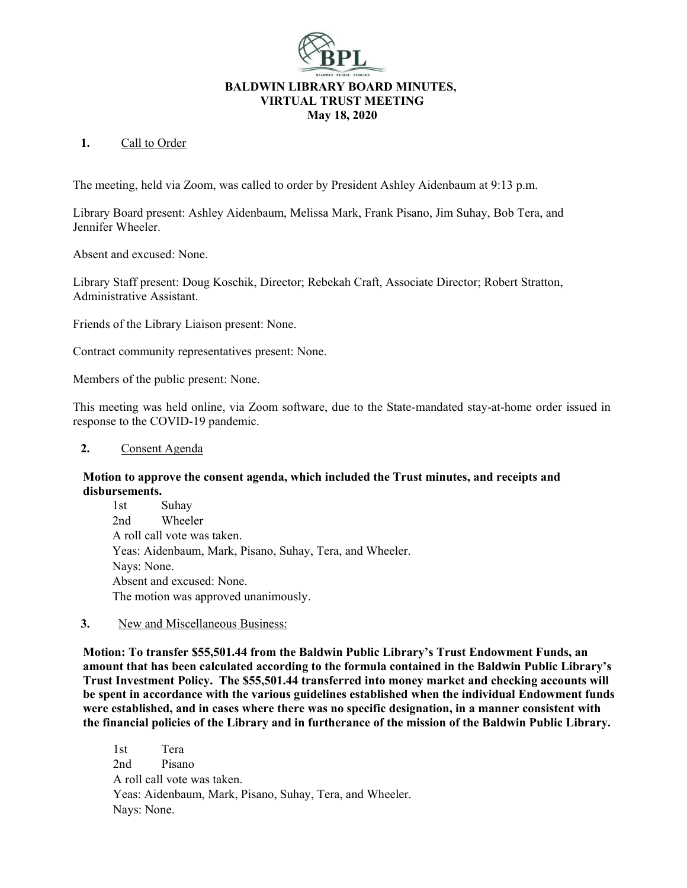# BALDWIN LIBRARY BOARD MINUTES, VIRTUAL TRUST MEETING

**May 18, 2020**

**1.** Call to Order

The meeting, held via Zoom, was called to order by President Ashley Aidenbaum at 9:13 p.m.

Library Board present: Ashley Aidenbaum, Melissa Mark, Frank Pisano, Jim Suhay, Bob Tera, and Jennifer Wheeler.

Absent and excused: None.

Library Staff present: Doug Koschik, Director; Rebekah Craft, Associate Director; Robert Stratton, Administrative Assistant.

Friends of the Library Liaison present: None.

Contract community representatives present: None.

Members of the public present: None.

This meeting was held online, via Zoom software, due to the State-mandated stay-at-home order issued in response to the COVID-19 pandemic.

**2.** Consent Agenda

**Motion to approve the consent agenda, which included the Trust minutes, and receipts and disbursements.**

1st Suhay
2nd Wheeler
A roll call vote was taken.
Yeas: Aidenbaum, Mark, Pisano, Suhay, Tera, and Wheeler.
Nays: None.
Absent and excused: None.
The motion was approved unanimously.

**3.** New and Miscellaneous Business:

**Motion: To transfer $55,501.44 from the Baldwin Public Library's Trust Endowment Funds, an amount that has been calculated according to the formula contained in the Baldwin Public Library's Trust Investment Policy. The $55,501.44 transferred into money market and checking accounts will be spent in accordance with the various guidelines established when the individual Endowment funds were established, and in cases where there was no specific designation, in a manner consistent with the financial policies of the Library and in furtherance of the mission of the Baldwin Public Library.**

1st Tera
2nd Pisano
A roll call vote was taken.
Yeas: Aidenbaum, Mark, Pisano, Suhay, Tera, and Wheeler.
Nays: None.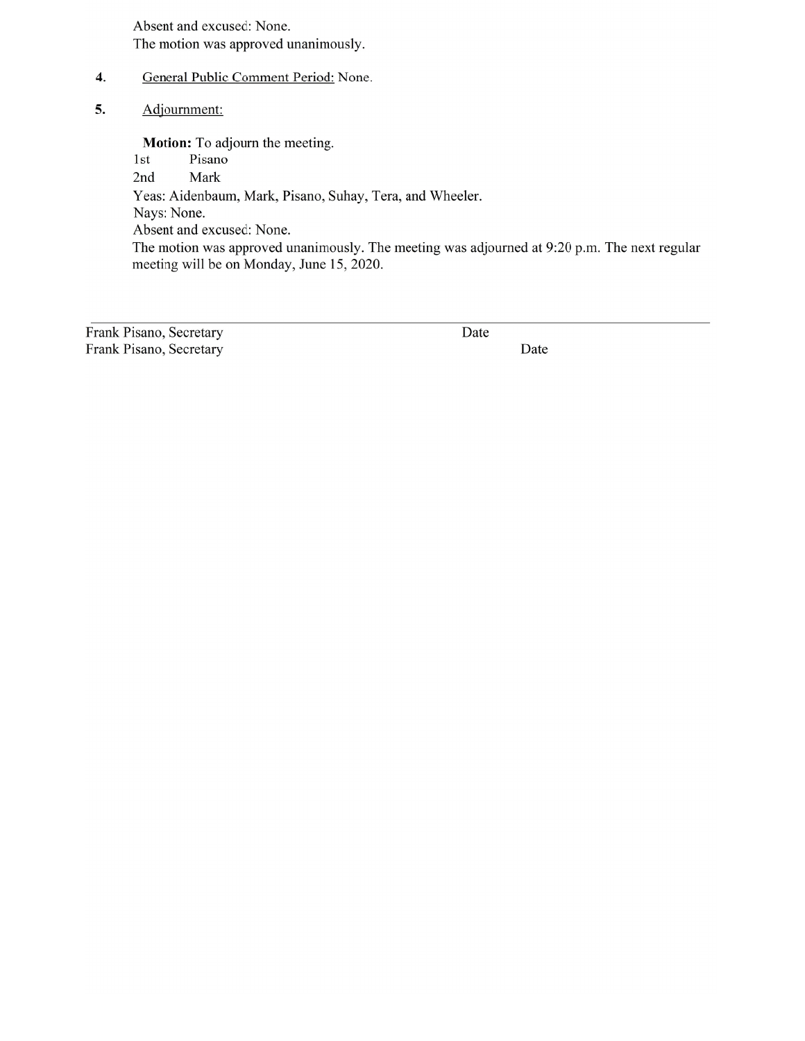Absent and excused: None.
The motion was approved unanimously.

4. General Public Comment Period: None.

5. Adjournment:

**Motion:** To adjourn the meeting.
1st Pisano
2nd Mark
Yeas: Aidenbaum, Mark, Pisano, Suhay, Tera, and Wheeler.
Nays: None.
Absent and excused: None.
The motion was approved unanimously. The meeting was adjourned at 9:20 p.m. The next regular meeting will be on Monday, June 15, 2020.

Frank Pisano, Secretary Date
Frank Pisano, Secretary Date